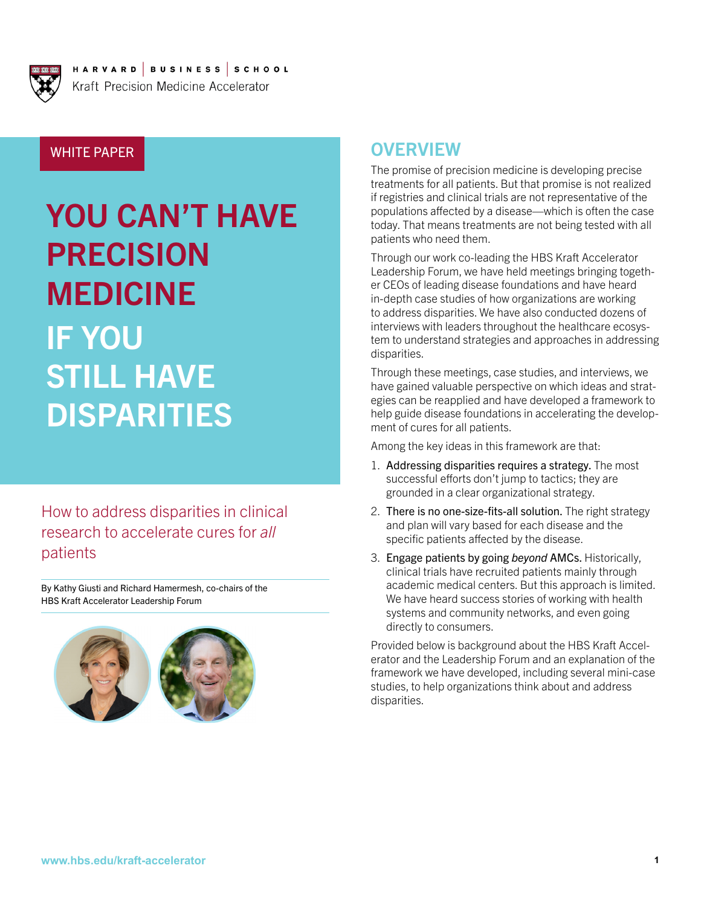HARVARD | BUSINESS | SCHOOL

Kraft Precision Medicine Accelerator

WHITE PAPER

# YOU CAN'T HAVE PRECISION MEDICINE IF YOU STILL HAVE DISPARITIES

How to address disparities in clinical research to accelerate cures for *all* patients

By Kathy Giusti and Richard Hamermesh, co-chairs of the HBS Kraft Accelerator Leadership Forum

## OVERVIEW

The promise of precision medicine is developing precise treatments for all patients. But that promise is not realized if registries and clinical trials are not representative of the populations affected by a disease—which is often the case today. That means treatments are not being tested with all patients who need them.

Through our work co-leading the HBS Kraft Accelerator Leadership Forum, we have held meetings bringing together CEOs of leading disease foundations and have heard in-depth case studies of how organizations are working to address disparities. We have also conducted dozens of interviews with leaders throughout the healthcare ecosystem to understand strategies and approaches in addressing disparities.

Through these meetings, case studies, and interviews, we have gained valuable perspective on which ideas and strategies can be reapplied and have developed a framework to help guide disease foundations in accelerating the development of cures for all patients.

Among the key ideas in this framework are that:

1. Addressing disparities requires a strategy. The most successful efforts don't jump to tactics; they are grounded in a clear organizational strategy.
2. There is no one-size-fits-all solution. The right strategy and plan will vary based for each disease and the specific patients affected by the disease.
3. Engage patients by going *beyond* AMCs. Historically, clinical trials have recruited patients mainly through academic medical centers. But this approach is limited. We have heard success stories of working with health systems and community networks, and even going directly to consumers.

Provided below is background about the HBS Kraft Accelerator and the Leadership Forum and an explanation of the framework we have developed, including several mini-case studies, to help organizations think about and address disparities.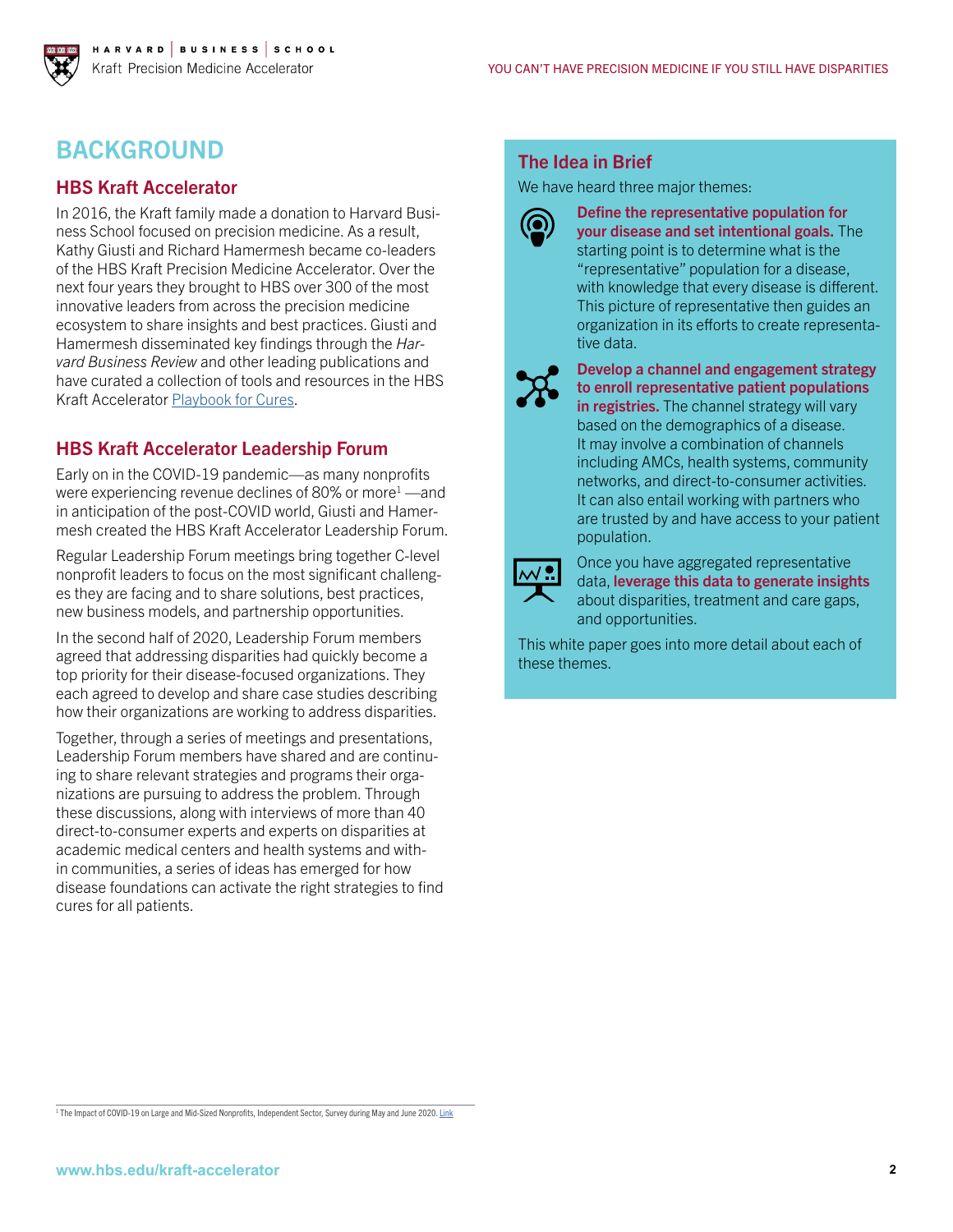# BACKGROUND

## HBS Kraft Accelerator

In 2016, the Kraft family made a donation to Harvard Business School focused on precision medicine. As a result, Kathy Giusti and Richard Hamermesh became co-leaders of the HBS Kraft Precision Medicine Accelerator. Over the next four years they brought to HBS over 300 of the most innovative leaders from across the precision medicine ecosystem to share insights and best practices. Giusti and Hamermesh disseminated key findings through the *Harvard Business Review* and other leading publications and have curated a collection of tools and resources in the HBS Kraft Accelerator Playbook for Cures.

## HBS Kraft Accelerator Leadership Forum

Early on in the COVID-19 pandemic—as many nonprofits were experiencing revenue declines of 80% or more[1] —and in anticipation of the post-COVID world, Giusti and Hamermesh created the HBS Kraft Accelerator Leadership Forum.

Regular Leadership Forum meetings bring together C-level nonprofit leaders to focus on the most significant challenges they are facing and to share solutions, best practices, new business models, and partnership opportunities.

In the second half of 2020, Leadership Forum members agreed that addressing disparities had quickly become a top priority for their disease-focused organizations. They each agreed to develop and share case studies describing how their organizations are working to address disparities.

Together, through a series of meetings and presentations, Leadership Forum members have shared and are continuing to share relevant strategies and programs their organizations are pursuing to address the problem. Through these discussions, along with interviews of more than 40 direct-to-consumer experts and experts on disparities at academic medical centers and health systems and within communities, a series of ideas has emerged for how disease foundations can activate the right strategies to find cures for all patients.

## The Idea in Brief

We have heard three major themes:

- **Define the representative population for your disease and set intentional goals.** The starting point is to determine what is the "representative" population for a disease, with knowledge that every disease is different. This picture of representative then guides an organization in its efforts to create representative data.
- **Develop a channel and engagement strategy to enroll representative patient populations in registries.** The channel strategy will vary based on the demographics of a disease. It may involve a combination of channels including AMCs, health systems, community networks, and direct-to-consumer activities. It can also entail working with partners who are trusted by and have access to your patient population.
- Once you have aggregated representative data, **leverage this data to generate insights** about disparities, treatment and care gaps, and opportunities.

This white paper goes into more detail about each of these themes.

---

[1] The Impact of COVID-19 on Large and Mid-Sized Nonprofits, Independent Sector, Survey during May and June 2020. Link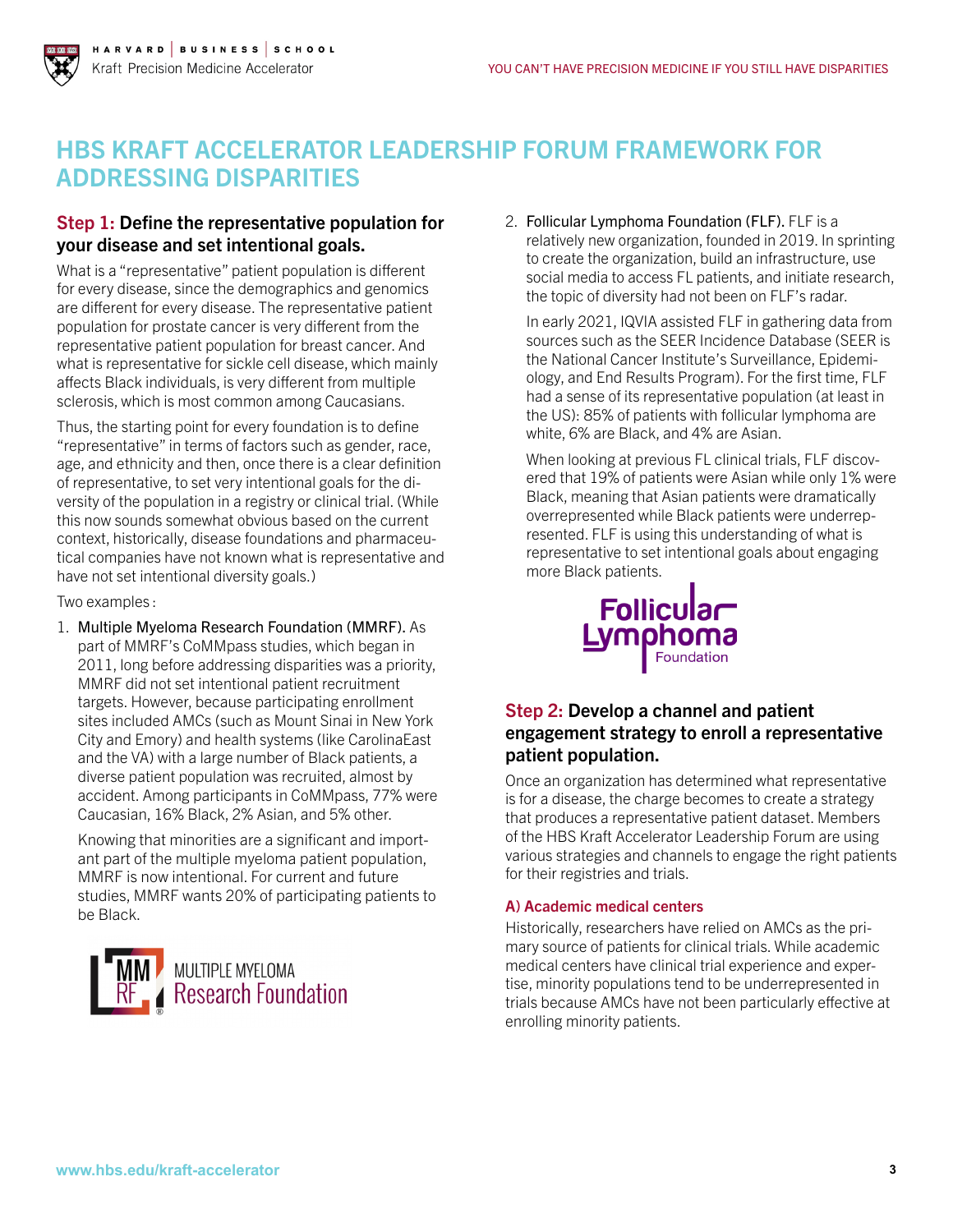# HBS KRAFT ACCELERATOR LEADERSHIP FORUM FRAMEWORK FOR ADDRESSING DISPARITIES

## Step 1: Define the representative population for your disease and set intentional goals.

What is a "representative" patient population is different for every disease, since the demographics and genomics are different for every disease. The representative patient population for prostate cancer is very different from the representative patient population for breast cancer. And what is representative for sickle cell disease, which mainly affects Black individuals, is very different from multiple sclerosis, which is most common among Caucasians.

Thus, the starting point for every foundation is to define "representative" in terms of factors such as gender, race, age, and ethnicity and then, once there is a clear definition of representative, to set very intentional goals for the diversity of the population in a registry or clinical trial. (While this now sounds somewhat obvious based on the current context, historically, disease foundations and pharmaceutical companies have not known what is representative and have not set intentional diversity goals.)

Two examples:

1. Multiple Myeloma Research Foundation (MMRF). As part of MMRF's CoMMpass studies, which began in 2011, long before addressing disparities was a priority, MMRF did not set intentional patient recruitment targets. However, because participating enrollment sites included AMCs (such as Mount Sinai in New York City and Emory) and health systems (like CarolinaEast and the VA) with a large number of Black patients, a diverse patient population was recruited, almost by accident. Among participants in CoMMpass, 77% were Caucasian, 16% Black, 2% Asian, and 5% other.

   Knowing that minorities are a significant and important part of the multiple myeloma patient population, MMRF is now intentional. For current and future studies, MMRF wants 20% of participating patients to be Black.

2. Follicular Lymphoma Foundation (FLF). FLF is a relatively new organization, founded in 2019. In sprinting to create the organization, build an infrastructure, use social media to access FL patients, and initiate research, the topic of diversity had not been on FLF's radar.

   In early 2021, IQVIA assisted FLF in gathering data from sources such as the SEER Incidence Database (SEER is the National Cancer Institute's Surveillance, Epidemiology, and End Results Program). For the first time, FLF had a sense of its representative population (at least in the US): 85% of patients with follicular lymphoma are white, 6% are Black, and 4% are Asian.

   When looking at previous FL clinical trials, FLF discovered that 19% of patients were Asian while only 1% were Black, meaning that Asian patients were dramatically overrepresented while Black patients were underrepresented. FLF is using this understanding of what is representative to set intentional goals about engaging more Black patients.

## Step 2: Develop a channel and patient engagement strategy to enroll a representative patient population.

Once an organization has determined what representative is for a disease, the charge becomes to create a strategy that produces a representative patient dataset. Members of the HBS Kraft Accelerator Leadership Forum are using various strategies and channels to engage the right patients for their registries and trials.

### A) Academic medical centers

Historically, researchers have relied on AMCs as the primary source of patients for clinical trials. While academic medical centers have clinical trial experience and expertise, minority populations tend to be underrepresented in trials because AMCs have not been particularly effective at enrolling minority patients.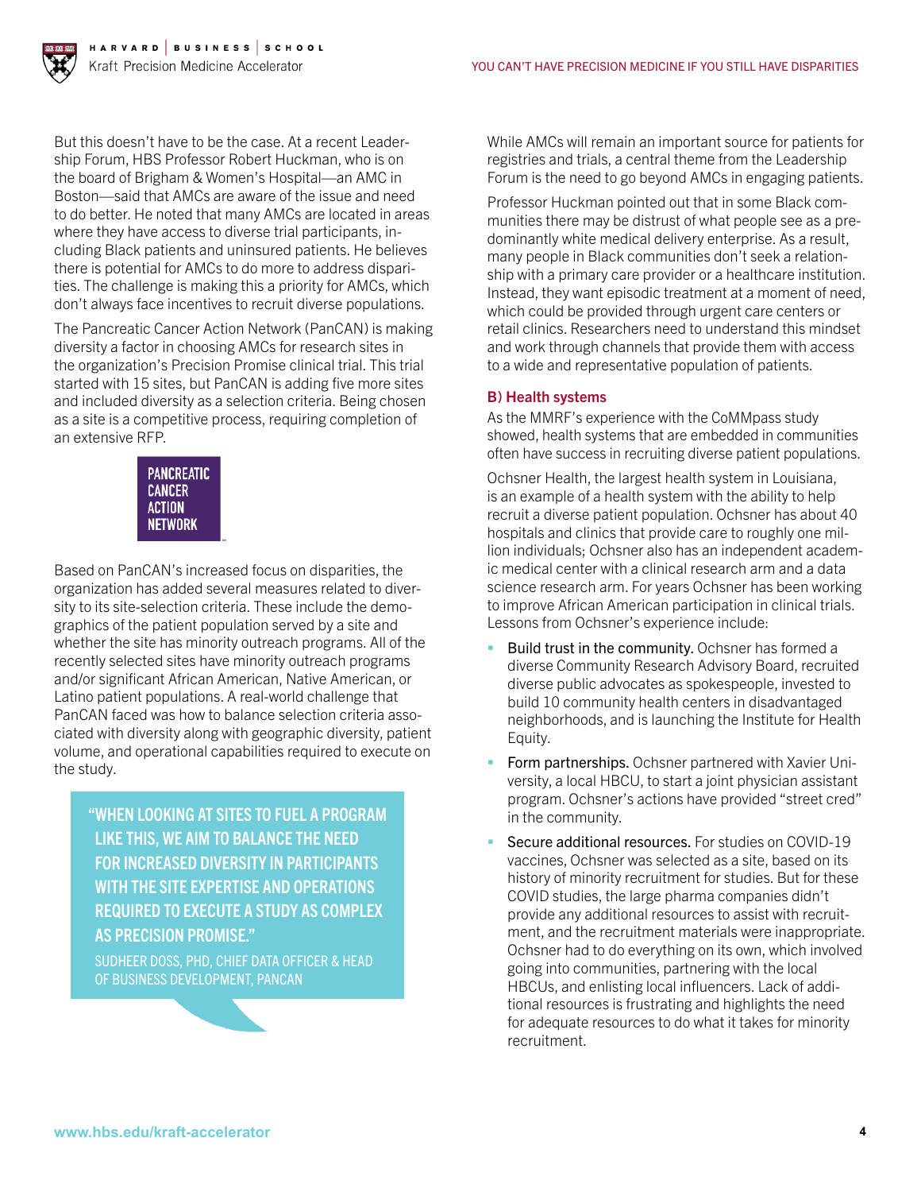But this doesn't have to be the case. At a recent Leadership Forum, HBS Professor Robert Huckman, who is on the board of Brigham & Women's Hospital—an AMC in Boston—said that AMCs are aware of the issue and need to do better. He noted that many AMCs are located in areas where they have access to diverse trial participants, including Black patients and uninsured patients. He believes there is potential for AMCs to do more to address disparities. The challenge is making this a priority for AMCs, which don't always face incentives to recruit diverse populations.

The Pancreatic Cancer Action Network (PanCAN) is making diversity a factor in choosing AMCs for research sites in the organization's Precision Promise clinical trial. This trial started with 15 sites, but PanCAN is adding five more sites and included diversity as a selection criteria. Being chosen as a site is a competitive process, requiring completion of an extensive RFP.

PANCREATIC CANCER ACTION NETWORK

Based on PanCAN's increased focus on disparities, the organization has added several measures related to diversity to its site-selection criteria. These include the demographics of the patient population served by a site and whether the site has minority outreach programs. All of the recently selected sites have minority outreach programs and/or significant African American, Native American, or Latino patient populations. A real-world challenge that PanCAN faced was how to balance selection criteria associated with diversity along with geographic diversity, patient volume, and operational capabilities required to execute on the study.

> "WHEN LOOKING AT SITES TO FUEL A PROGRAM LIKE THIS, WE AIM TO BALANCE THE NEED FOR INCREASED DIVERSITY IN PARTICIPANTS WITH THE SITE EXPERTISE AND OPERATIONS REQUIRED TO EXECUTE A STUDY AS COMPLEX AS PRECISION PROMISE."
>
> SUDHEER DOSS, PHD, CHIEF DATA OFFICER & HEAD OF BUSINESS DEVELOPMENT, PANCAN

While AMCs will remain an important source for patients for registries and trials, a central theme from the Leadership Forum is the need to go beyond AMCs in engaging patients.

Professor Huckman pointed out that in some Black communities there may be distrust of what people see as a predominantly white medical delivery enterprise. As a result, many people in Black communities don't seek a relationship with a primary care provider or a healthcare institution. Instead, they want episodic treatment at a moment of need, which could be provided through urgent care centers or retail clinics. Researchers need to understand this mindset and work through channels that provide them with access to a wide and representative population of patients.

### B) Health systems

As the MMRF's experience with the CoMMpass study showed, health systems that are embedded in communities often have success in recruiting diverse patient populations.

Ochsner Health, the largest health system in Louisiana, is an example of a health system with the ability to help recruit a diverse patient population. Ochsner has about 40 hospitals and clinics that provide care to roughly one million individuals; Ochsner also has an independent academic medical center with a clinical research arm and a data science research arm. For years Ochsner has been working to improve African American participation in clinical trials. Lessons from Ochsner's experience include:

- Build trust in the community. Ochsner has formed a diverse Community Research Advisory Board, recruited diverse public advocates as spokespeople, invested to build 10 community health centers in disadvantaged neighborhoods, and is launching the Institute for Health Equity.
- Form partnerships. Ochsner partnered with Xavier University, a local HBCU, to start a joint physician assistant program. Ochsner's actions have provided "street cred" in the community.
- Secure additional resources. For studies on COVID-19 vaccines, Ochsner was selected as a site, based on its history of minority recruitment for studies. But for these COVID studies, the large pharma companies didn't provide any additional resources to assist with recruitment, and the recruitment materials were inappropriate. Ochsner had to do everything on its own, which involved going into communities, partnering with the local HBCUs, and enlisting local influencers. Lack of additional resources is frustrating and highlights the need for adequate resources to do what it takes for minority recruitment.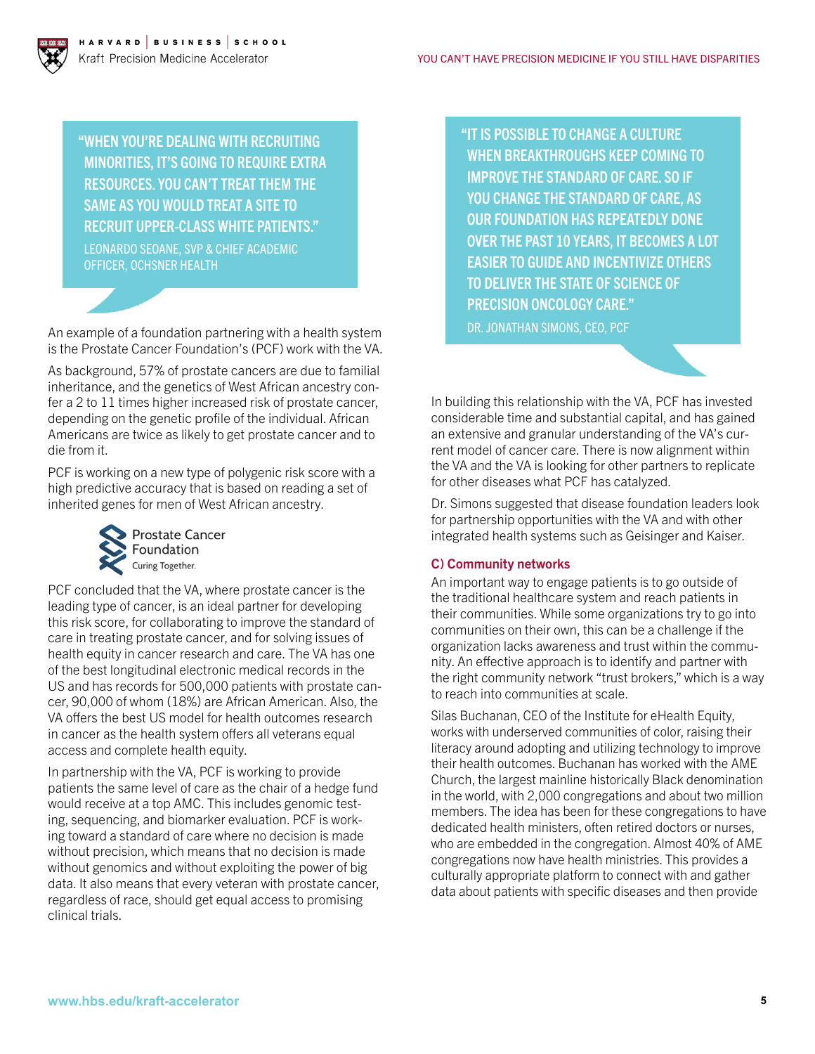> "WHEN YOU'RE DEALING WITH RECRUITING MINORITIES, IT'S GOING TO REQUIRE EXTRA RESOURCES. YOU CAN'T TREAT THEM THE SAME AS YOU WOULD TREAT A SITE TO RECRUIT UPPER-CLASS WHITE PATIENTS."
>
> LEONARDO SEOANE, SVP & CHIEF ACADEMIC OFFICER, OCHSNER HEALTH

An example of a foundation partnering with a health system is the Prostate Cancer Foundation's (PCF) work with the VA.

As background, 57% of prostate cancers are due to familial inheritance, and the genetics of West African ancestry confer a 2 to 11 times higher increased risk of prostate cancer, depending on the genetic profile of the individual. African Americans are twice as likely to get prostate cancer and to die from it.

PCF is working on a new type of polygenic risk score with a high predictive accuracy that is based on reading a set of inherited genes for men of West African ancestry.

Prostate Cancer Foundation
Curing Together.

PCF concluded that the VA, where prostate cancer is the leading type of cancer, is an ideal partner for developing this risk score, for collaborating to improve the standard of care in treating prostate cancer, and for solving issues of health equity in cancer research and care. The VA has one of the best longitudinal electronic medical records in the US and has records for 500,000 patients with prostate cancer, 90,000 of whom (18%) are African American. Also, the VA offers the best US model for health outcomes research in cancer as the health system offers all veterans equal access and complete health equity.

In partnership with the VA, PCF is working to provide patients the same level of care as the chair of a hedge fund would receive at a top AMC. This includes genomic testing, sequencing, and biomarker evaluation. PCF is working toward a standard of care where no decision is made without precision, which means that no decision is made without genomics and without exploiting the power of big data. It also means that every veteran with prostate cancer, regardless of race, should get equal access to promising clinical trials.

> "IT IS POSSIBLE TO CHANGE A CULTURE WHEN BREAKTHROUGHS KEEP COMING TO IMPROVE THE STANDARD OF CARE. SO IF YOU CHANGE THE STANDARD OF CARE, AS OUR FOUNDATION HAS REPEATEDLY DONE OVER THE PAST 10 YEARS, IT BECOMES A LOT EASIER TO GUIDE AND INCENTIVIZE OTHERS TO DELIVER THE STATE OF SCIENCE OF PRECISION ONCOLOGY CARE."
>
> DR. JONATHAN SIMONS, CEO, PCF

In building this relationship with the VA, PCF has invested considerable time and substantial capital, and has gained an extensive and granular understanding of the VA's current model of cancer care. There is now alignment within the VA and the VA is looking for other partners to replicate for other diseases what PCF has catalyzed.

Dr. Simons suggested that disease foundation leaders look for partnership opportunities with the VA and with other integrated health systems such as Geisinger and Kaiser.

### C) Community networks

An important way to engage patients is to go outside of the traditional healthcare system and reach patients in their communities. While some organizations try to go into communities on their own, this can be a challenge if the organization lacks awareness and trust within the community. An effective approach is to identify and partner with the right community network "trust brokers," which is a way to reach into communities at scale.

Silas Buchanan, CEO of the Institute for eHealth Equity, works with underserved communities of color, raising their literacy around adopting and utilizing technology to improve their health outcomes. Buchanan has worked with the AME Church, the largest mainline historically Black denomination in the world, with 2,000 congregations and about two million members. The idea has been for these congregations to have dedicated health ministers, often retired doctors or nurses, who are embedded in the congregation. Almost 40% of AME congregations now have health ministries. This provides a culturally appropriate platform to connect with and gather data about patients with specific diseases and then provide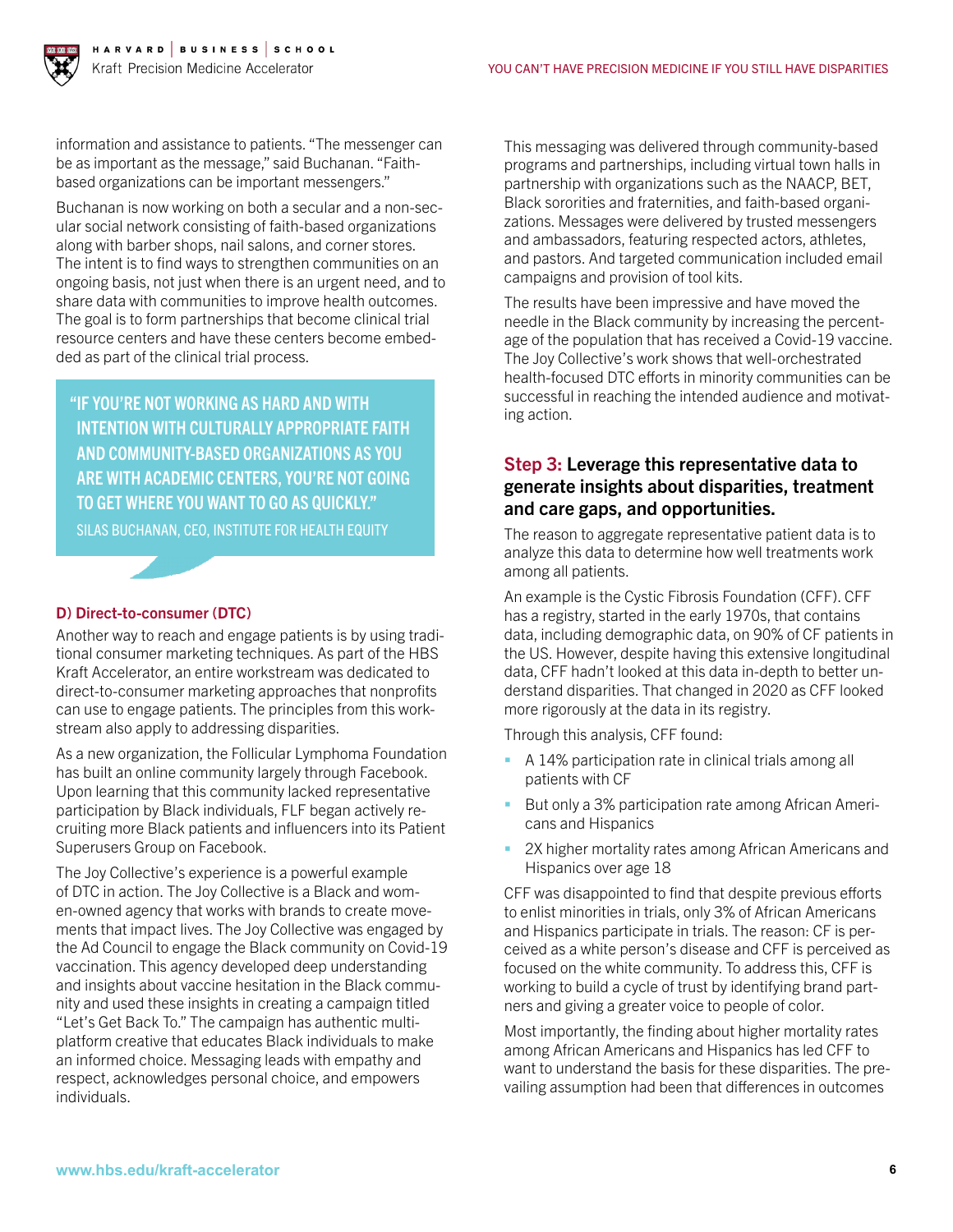information and assistance to patients. "The messenger can be as important as the message," said Buchanan. "Faith-based organizations can be important messengers."

Buchanan is now working on both a secular and a non-secular social network consisting of faith-based organizations along with barber shops, nail salons, and corner stores. The intent is to find ways to strengthen communities on an ongoing basis, not just when there is an urgent need, and to share data with communities to improve health outcomes. The goal is to form partnerships that become clinical trial resource centers and have these centers become embedded as part of the clinical trial process.

> **"IF YOU'RE NOT WORKING AS HARD AND WITH INTENTION WITH CULTURALLY APPROPRIATE FAITH AND COMMUNITY-BASED ORGANIZATIONS AS YOU ARE WITH ACADEMIC CENTERS, YOU'RE NOT GOING TO GET WHERE YOU WANT TO GO AS QUICKLY."**
> SILAS BUCHANAN, CEO, INSTITUTE FOR HEALTH EQUITY

### D) Direct-to-consumer (DTC)

Another way to reach and engage patients is by using traditional consumer marketing techniques. As part of the HBS Kraft Accelerator, an entire workstream was dedicated to direct-to-consumer marketing approaches that nonprofits can use to engage patients. The principles from this workstream also apply to addressing disparities.

As a new organization, the Follicular Lymphoma Foundation has built an online community largely through Facebook. Upon learning that this community lacked representative participation by Black individuals, FLF began actively recruiting more Black patients and influencers into its Patient Superusers Group on Facebook.

The Joy Collective's experience is a powerful example of DTC in action. The Joy Collective is a Black and women-owned agency that works with brands to create movements that impact lives. The Joy Collective was engaged by the Ad Council to engage the Black community on Covid-19 vaccination. This agency developed deep understanding and insights about vaccine hesitation in the Black community and used these insights in creating a campaign titled "Let's Get Back To." The campaign has authentic multi-platform creative that educates Black individuals to make an informed choice. Messaging leads with empathy and respect, acknowledges personal choice, and empowers individuals.

This messaging was delivered through community-based programs and partnerships, including virtual town halls in partnership with organizations such as the NAACP, BET, Black sororities and fraternities, and faith-based organizations. Messages were delivered by trusted messengers and ambassadors, featuring respected actors, athletes, and pastors. And targeted communication included email campaigns and provision of tool kits.

The results have been impressive and have moved the needle in the Black community by increasing the percentage of the population that has received a Covid-19 vaccine. The Joy Collective's work shows that well-orchestrated health-focused DTC efforts in minority communities can be successful in reaching the intended audience and motivating action.

## Step 3: Leverage this representative data to generate insights about disparities, treatment and care gaps, and opportunities.

The reason to aggregate representative patient data is to analyze this data to determine how well treatments work among all patients.

An example is the Cystic Fibrosis Foundation (CFF). CFF has a registry, started in the early 1970s, that contains data, including demographic data, on 90% of CF patients in the US. However, despite having this extensive longitudinal data, CFF hadn't looked at this data in-depth to better understand disparities. That changed in 2020 as CFF looked more rigorously at the data in its registry.

Through this analysis, CFF found:

- A 14% participation rate in clinical trials among all patients with CF
- But only a 3% participation rate among African Americans and Hispanics
- 2X higher mortality rates among African Americans and Hispanics over age 18

CFF was disappointed to find that despite previous efforts to enlist minorities in trials, only 3% of African Americans and Hispanics participate in trials. The reason: CF is perceived as a white person's disease and CFF is perceived as focused on the white community. To address this, CFF is working to build a cycle of trust by identifying brand partners and giving a greater voice to people of color.

Most importantly, the finding about higher mortality rates among African Americans and Hispanics has led CFF to want to understand the basis for these disparities. The prevailing assumption had been that differences in outcomes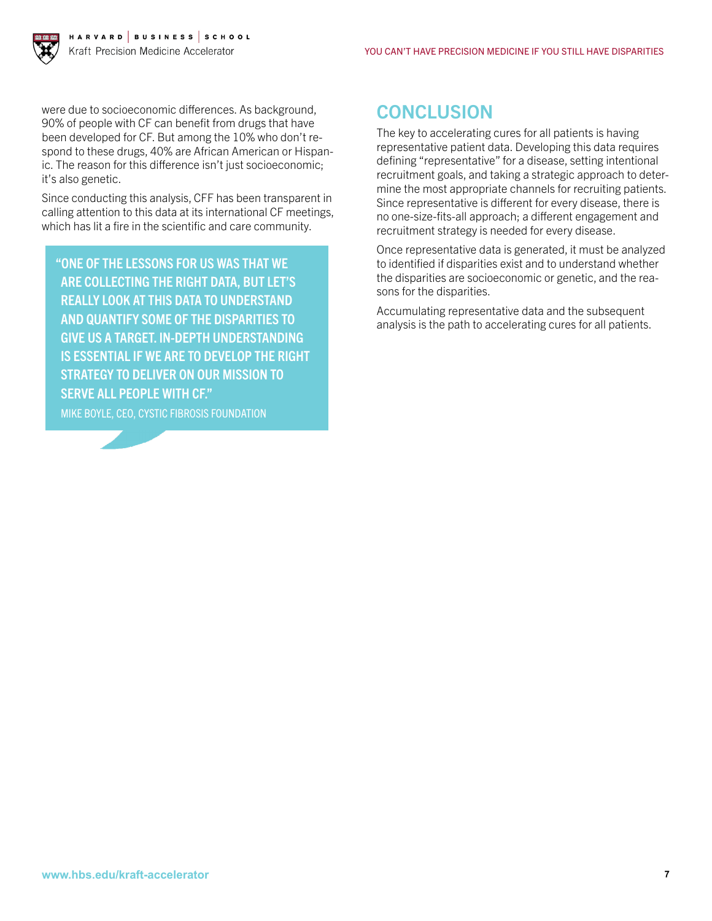were due to socioeconomic differences. As background, 90% of people with CF can benefit from drugs that have been developed for CF. But among the 10% who don't respond to these drugs, 40% are African American or Hispanic. The reason for this difference isn't just socioeconomic; it's also genetic.

Since conducting this analysis, CFF has been transparent in calling attention to this data at its international CF meetings, which has lit a fire in the scientific and care community.

> **"ONE OF THE LESSONS FOR US WAS THAT WE ARE COLLECTING THE RIGHT DATA, BUT LET'S REALLY LOOK AT THIS DATA TO UNDERSTAND AND QUANTIFY SOME OF THE DISPARITIES TO GIVE US A TARGET. IN-DEPTH UNDERSTANDING IS ESSENTIAL IF WE ARE TO DEVELOP THE RIGHT STRATEGY TO DELIVER ON OUR MISSION TO SERVE ALL PEOPLE WITH CF."**
>
> MIKE BOYLE, CEO, CYSTIC FIBROSIS FOUNDATION

## CONCLUSION

The key to accelerating cures for all patients is having representative patient data. Developing this data requires defining "representative" for a disease, setting intentional recruitment goals, and taking a strategic approach to determine the most appropriate channels for recruiting patients. Since representative is different for every disease, there is no one-size-fits-all approach; a different engagement and recruitment strategy is needed for every disease.

Once representative data is generated, it must be analyzed to identified if disparities exist and to understand whether the disparities are socioeconomic or genetic, and the reasons for the disparities.

Accumulating representative data and the subsequent analysis is the path to accelerating cures for all patients.